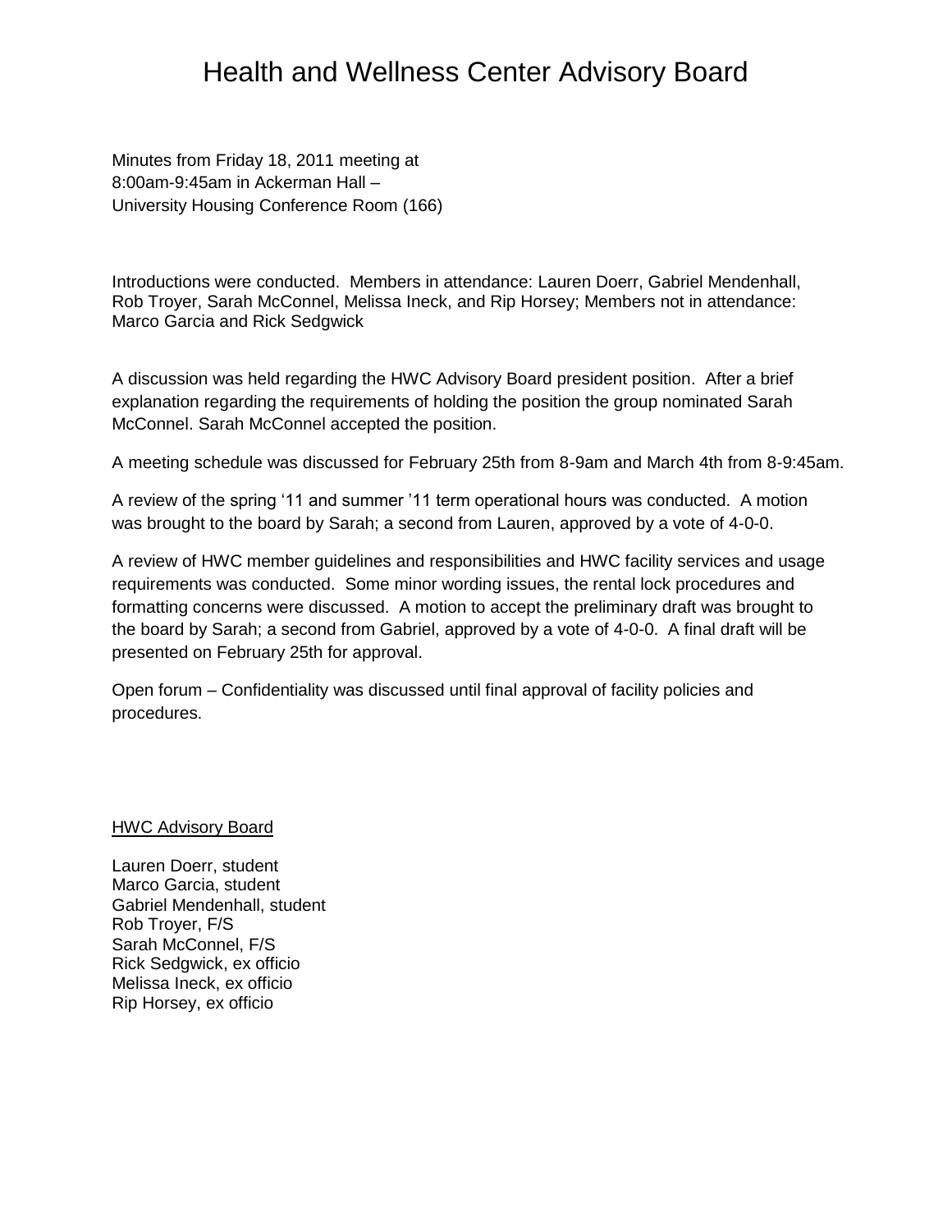# Health and Wellness Center Advisory Board

Minutes from Friday 18, 2011 meeting at
8:00am-9:45am in Ackerman Hall –
University Housing Conference Room (166)

Introductions were conducted. Members in attendance: Lauren Doerr, Gabriel Mendenhall, Rob Troyer, Sarah McConnel, Melissa Ineck, and Rip Horsey; Members not in attendance: Marco Garcia and Rick Sedgwick

A discussion was held regarding the HWC Advisory Board president position. After a brief explanation regarding the requirements of holding the position the group nominated Sarah McConnel. Sarah McConnel accepted the position.

A meeting schedule was discussed for February 25th from 8-9am and March 4th from 8-9:45am.

A review of the spring '11 and summer '11 term operational hours was conducted. A motion was brought to the board by Sarah; a second from Lauren, approved by a vote of 4-0-0.

A review of HWC member guidelines and responsibilities and HWC facility services and usage requirements was conducted. Some minor wording issues, the rental lock procedures and formatting concerns were discussed. A motion to accept the preliminary draft was brought to the board by Sarah; a second from Gabriel, approved by a vote of 4-0-0. A final draft will be presented on February 25th for approval.

Open forum – Confidentiality was discussed until final approval of facility policies and procedures.

<u>HWC Advisory Board</u>

Lauren Doerr, student
Marco Garcia, student
Gabriel Mendenhall, student
Rob Troyer, F/S
Sarah McConnel, F/S
Rick Sedgwick, ex officio
Melissa Ineck, ex officio
Rip Horsey, ex officio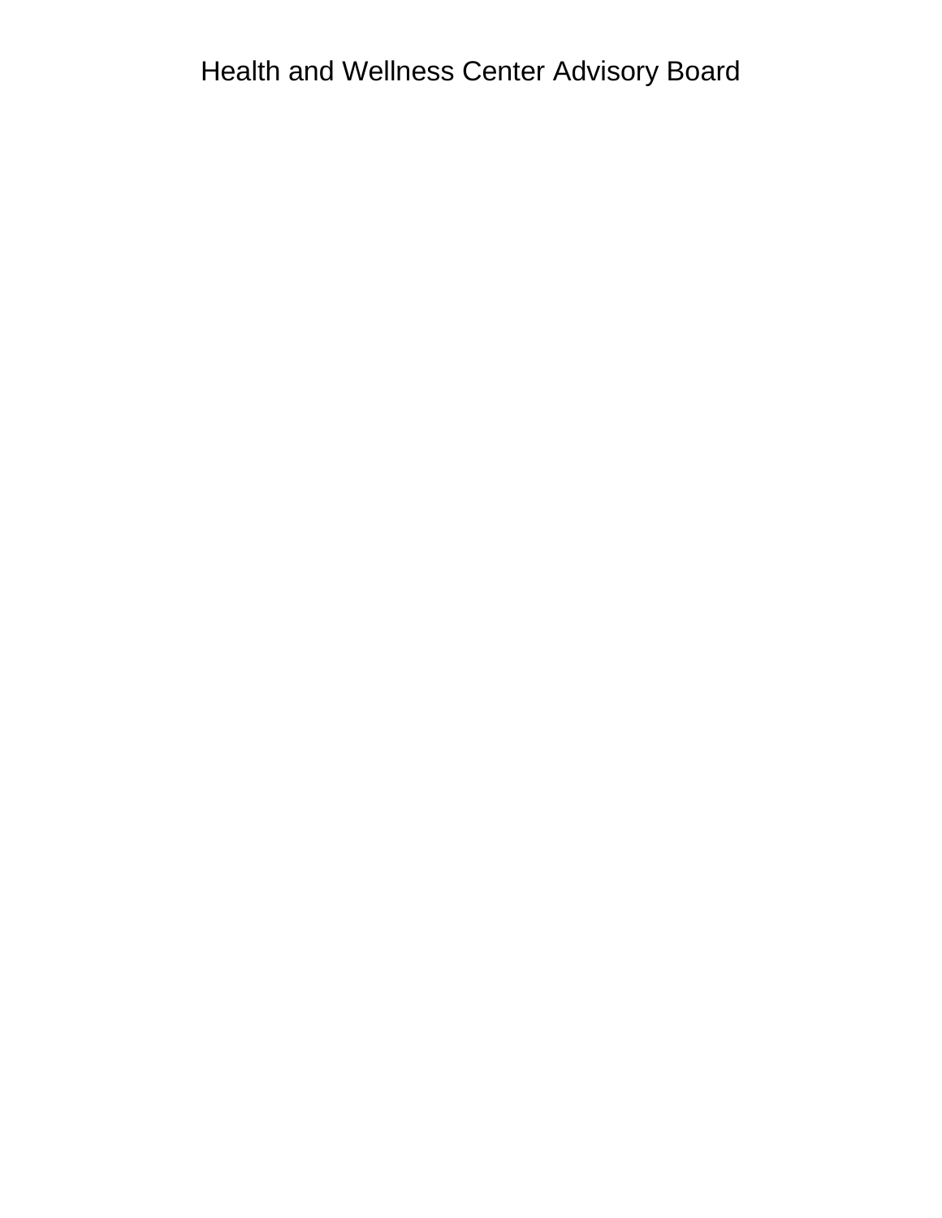Health and Wellness Center Advisory Board